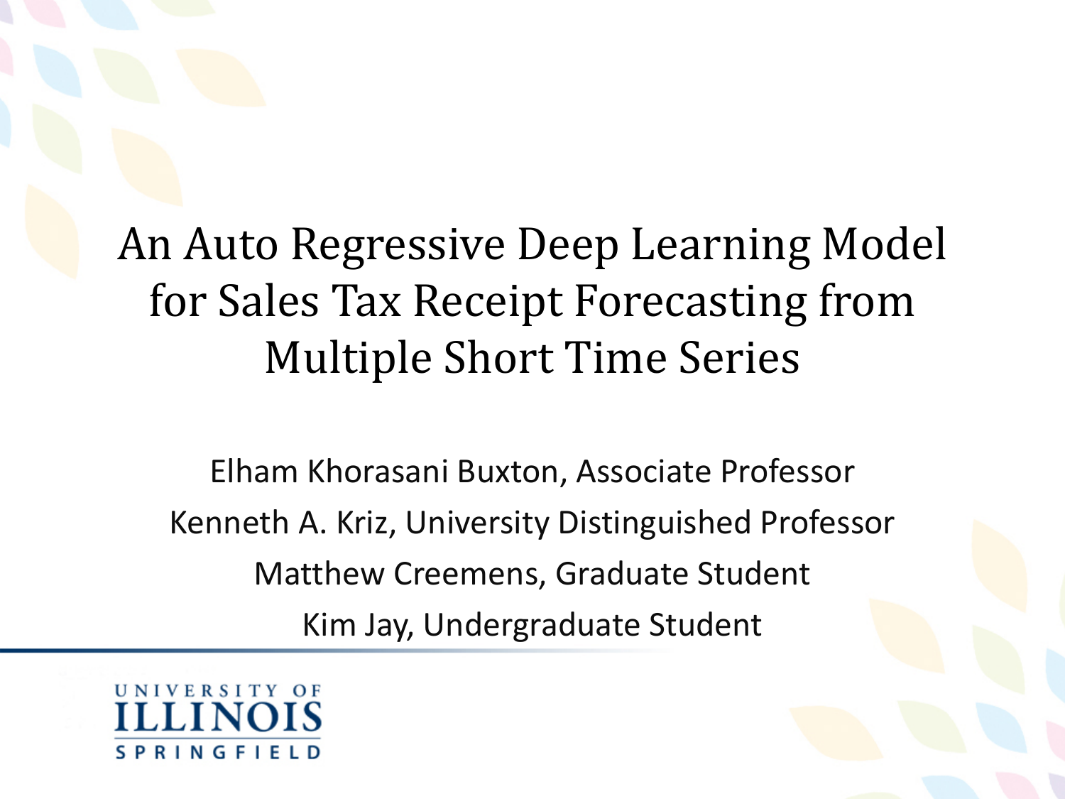# An Auto Regressive Deep Learning Model for Sales Tax Receipt Forecasting from Multiple Short Time Series

Elham Khorasani Buxton, Associate Professor

Kenneth A. Kriz, University Distinguished Professor

Matthew Creemens, Graduate Student

Kim Jay, Undergraduate Student

UNIVERSITY OF ILLINOIS SPRINGFIELD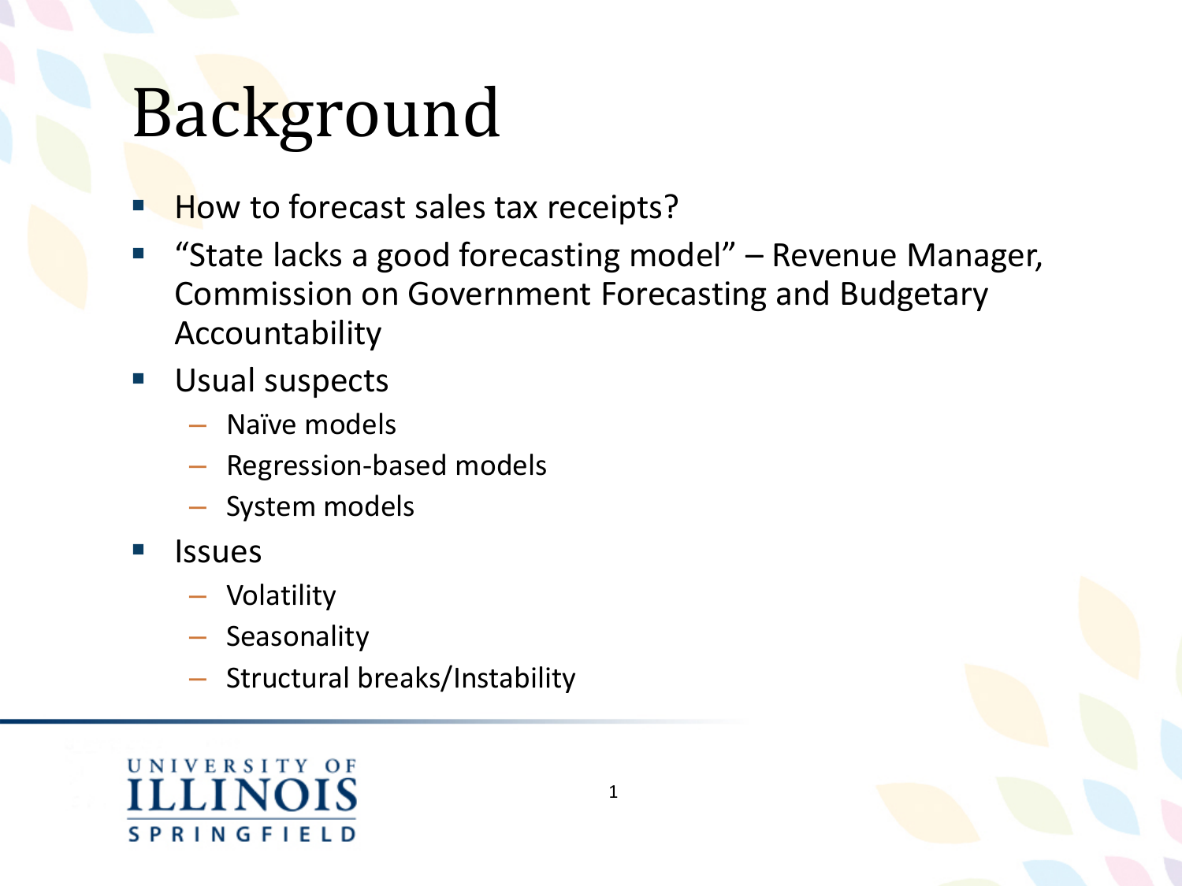# Background

- How to forecast sales tax receipts?
- "State lacks a good forecasting model" – Revenue Manager, Commission on Government Forecasting and Budgetary Accountability
- Usual suspects
  - Naïve models
  - Regression-based models
  - System models
- Issues
  - Volatility
  - Seasonality
  - Structural breaks/Instability

UNIVERSITY OF ILLINOIS SPRINGFIELD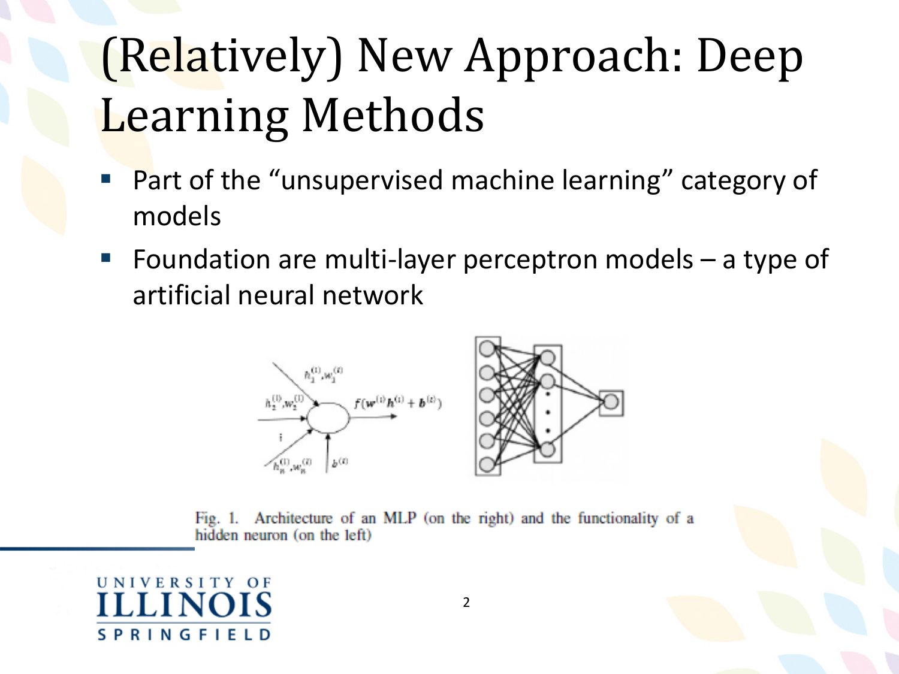# (Relatively) New Approach: Deep Learning Methods

- Part of the "unsupervised machine learning" category of models
- Foundation are multi-layer perceptron models – a type of artificial neural network

Fig. 1. Architecture of an MLP (on the right) and the functionality of a hidden neuron (on the left)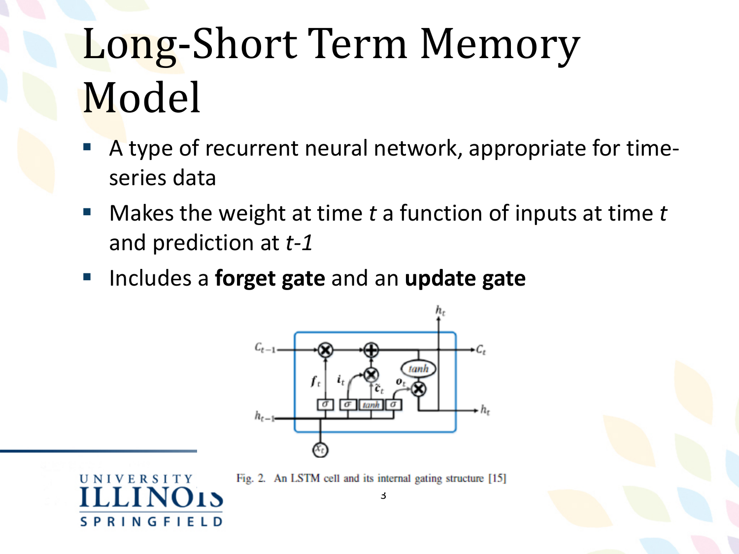# Long-Short Term Memory Model

- A type of recurrent neural network, appropriate for time-series data
- Makes the weight at time *t* a function of inputs at time *t* and prediction at *t-1*
- Includes a **forget gate** and an **update gate**

Fig. 2. An LSTM cell and its internal gating structure [15]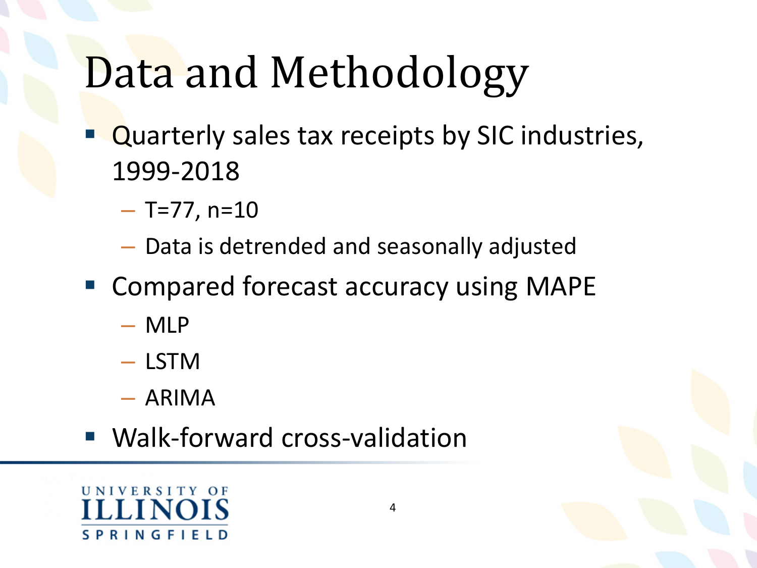# Data and Methodology

- Quarterly sales tax receipts by SIC industries, 1999-2018
  - $T=77$, $n=10$
  - Data is detrended and seasonally adjusted
- Compared forecast accuracy using MAPE
  - MLP
  - LSTM
  - ARIMA
- Walk-forward cross-validation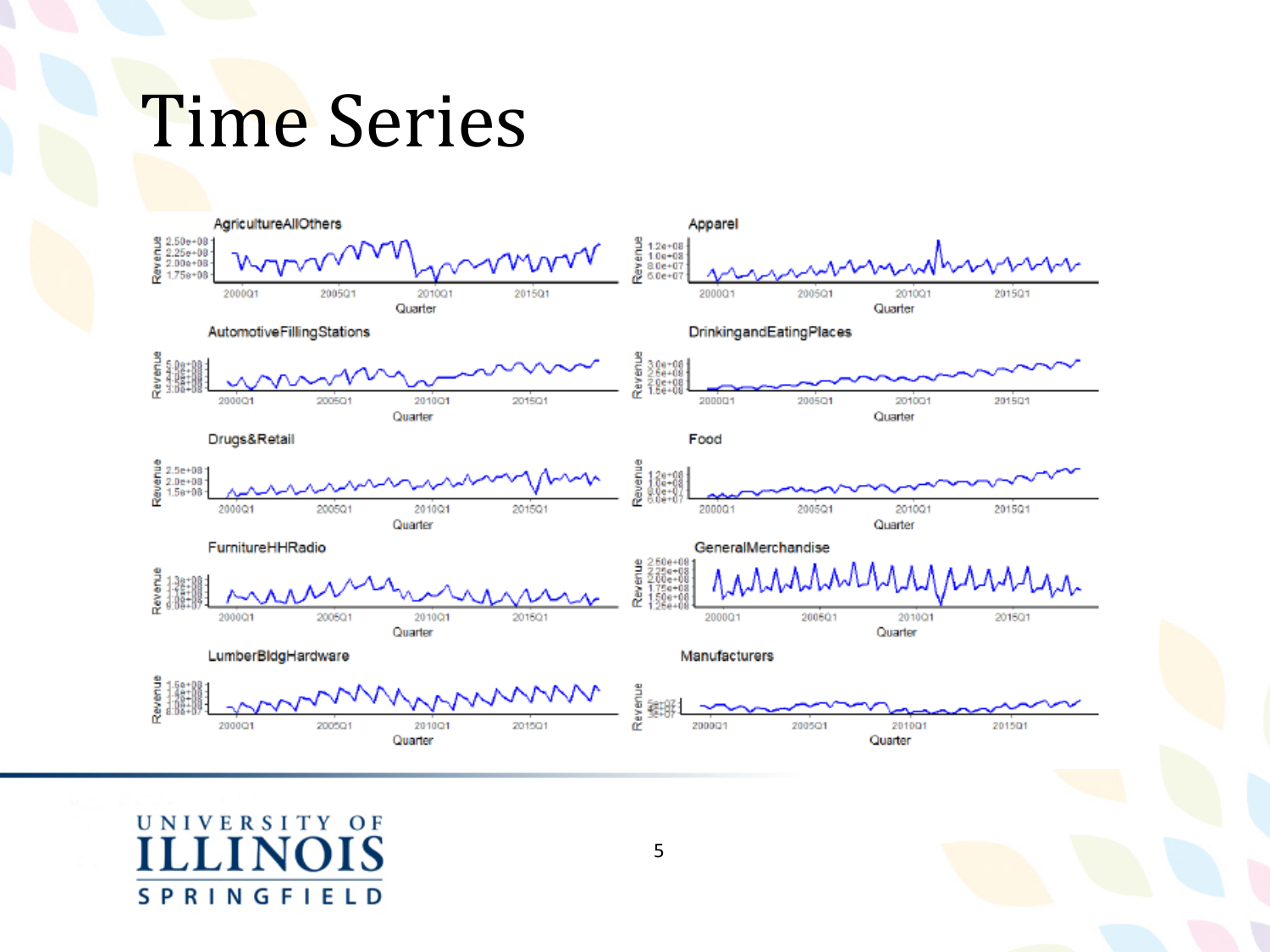# Time Series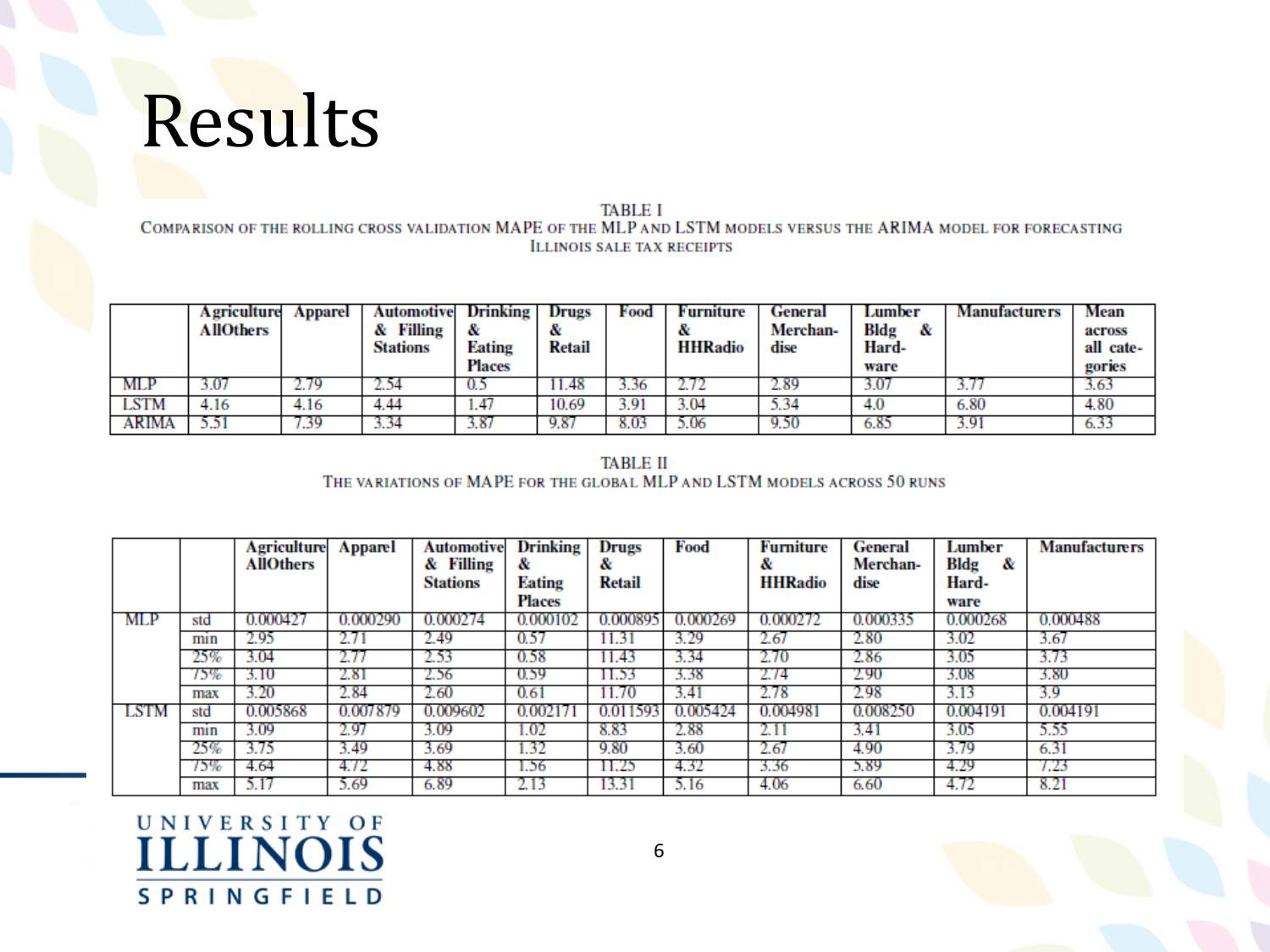# Results

TABLE I
COMPARISON OF THE ROLLING CROSS VALIDATION MAPE OF THE MLP AND LSTM MODELS VERSUS THE ARIMA MODEL FOR FORECASTING ILLINOIS SALE TAX RECEIPTS

| | Agriculture AllOthers | Apparel | Automotive & Filling Stations | Drinking & Eating Places | Drugs & Retail | Food | Furniture & HHRadio | General Merchandise | Lumber Bldg & Hardware | Manufacturers | Mean across all categories |
|---|---|---|---|---|---|---|---|---|---|---|---|
| MLP | 3.07 | 2.79 | 2.54 | 0.5 | 11.48 | 3.36 | 2.72 | 2.89 | 3.07 | 3.77 | 3.63 |
| LSTM | 4.16 | 4.16 | 4.44 | 1.47 | 10.69 | 3.91 | 3.04 | 5.34 | 4.0 | 6.80 | 4.80 |
| ARIMA | 5.51 | 7.39 | 3.34 | 3.87 | 9.87 | 8.03 | 5.06 | 9.50 | 6.85 | 3.91 | 6.33 |

TABLE II
THE VARIATIONS OF MAPE FOR THE GLOBAL MLP AND LSTM MODELS ACROSS 50 RUNS

| | | Agriculture AllOthers | Apparel | Automotive & Filling Stations | Drinking & Eating Places | Drugs & Retail | Food | Furniture & HHRadio | General Merchandise | Lumber Bldg & Hardware | Manufacturers |
|---|---|---|---|---|---|---|---|---|---|---|---|
| MLP | std | 0.000427 | 0.000290 | 0.000274 | 0.000102 | 0.000895 | 0.000269 | 0.000272 | 0.000335 | 0.000268 | 0.000488 |
| | min | 2.95 | 2.71 | 2.49 | 0.57 | 11.31 | 3.29 | 2.67 | 2.80 | 3.02 | 3.67 |
| | 25% | 3.04 | 2.77 | 2.53 | 0.58 | 11.43 | 3.34 | 2.70 | 2.86 | 3.05 | 3.73 |
| | 75% | 3.10 | 2.81 | 2.56 | 0.59 | 11.53 | 3.38 | 2.74 | 2.90 | 3.08 | 3.80 |
| | max | 3.20 | 2.84 | 2.60 | 0.61 | 11.70 | 3.41 | 2.78 | 2.98 | 3.13 | 3.9 |
| LSTM | std | 0.005868 | 0.007879 | 0.009602 | 0.002171 | 0.011593 | 0.005424 | 0.004981 | 0.008250 | 0.004191 | 0.004191 |
| | min | 3.09 | 2.97 | 3.09 | 1.02 | 8.83 | 2.88 | 2.11 | 3.41 | 3.05 | 5.55 |
| | 25% | 3.75 | 3.49 | 3.69 | 1.32 | 9.80 | 3.60 | 2.67 | 4.90 | 3.79 | 6.31 |
| | 75% | 4.64 | 4.72 | 4.88 | 1.56 | 11.25 | 4.32 | 3.36 | 5.89 | 4.29 | 7.23 |
| | max | 5.17 | 5.69 | 6.89 | 2.13 | 13.31 | 5.16 | 4.06 | 6.60 | 4.72 | 8.21 |

UNIVERSITY OF ILLINOIS SPRINGFIELD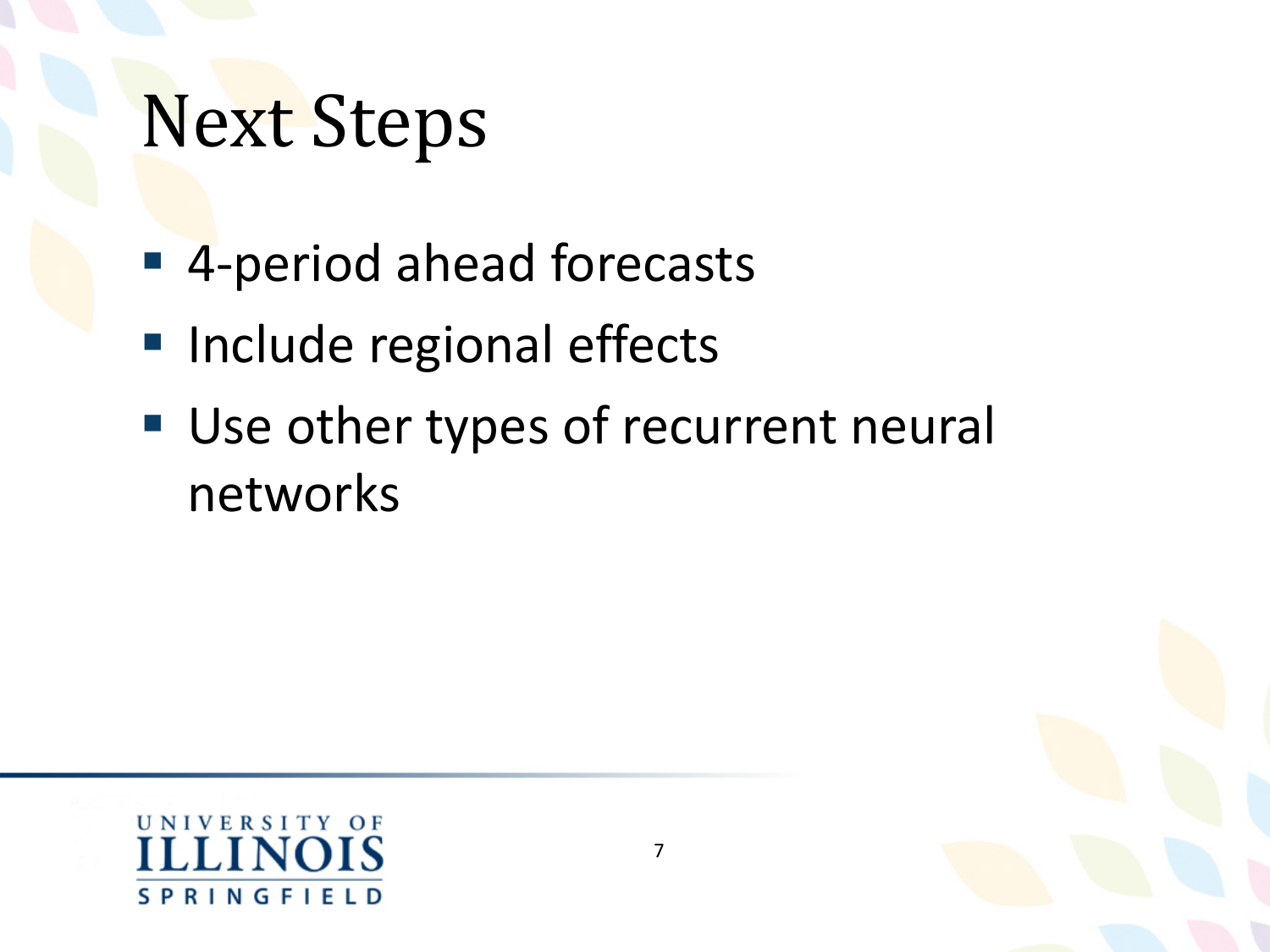# Next Steps

- 4-period ahead forecasts
- Include regional effects
- Use other types of recurrent neural networks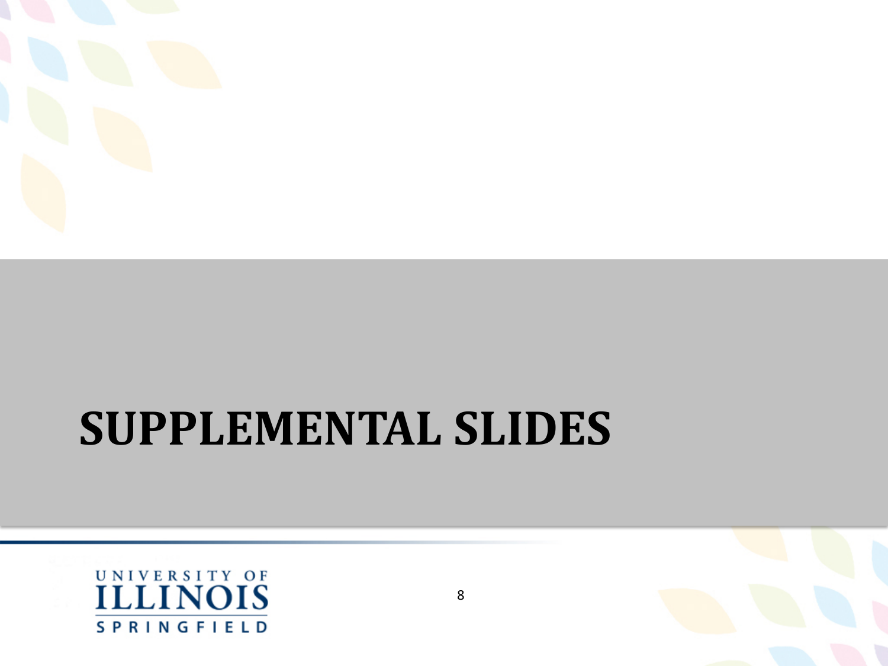# SUPPLEMENTAL SLIDES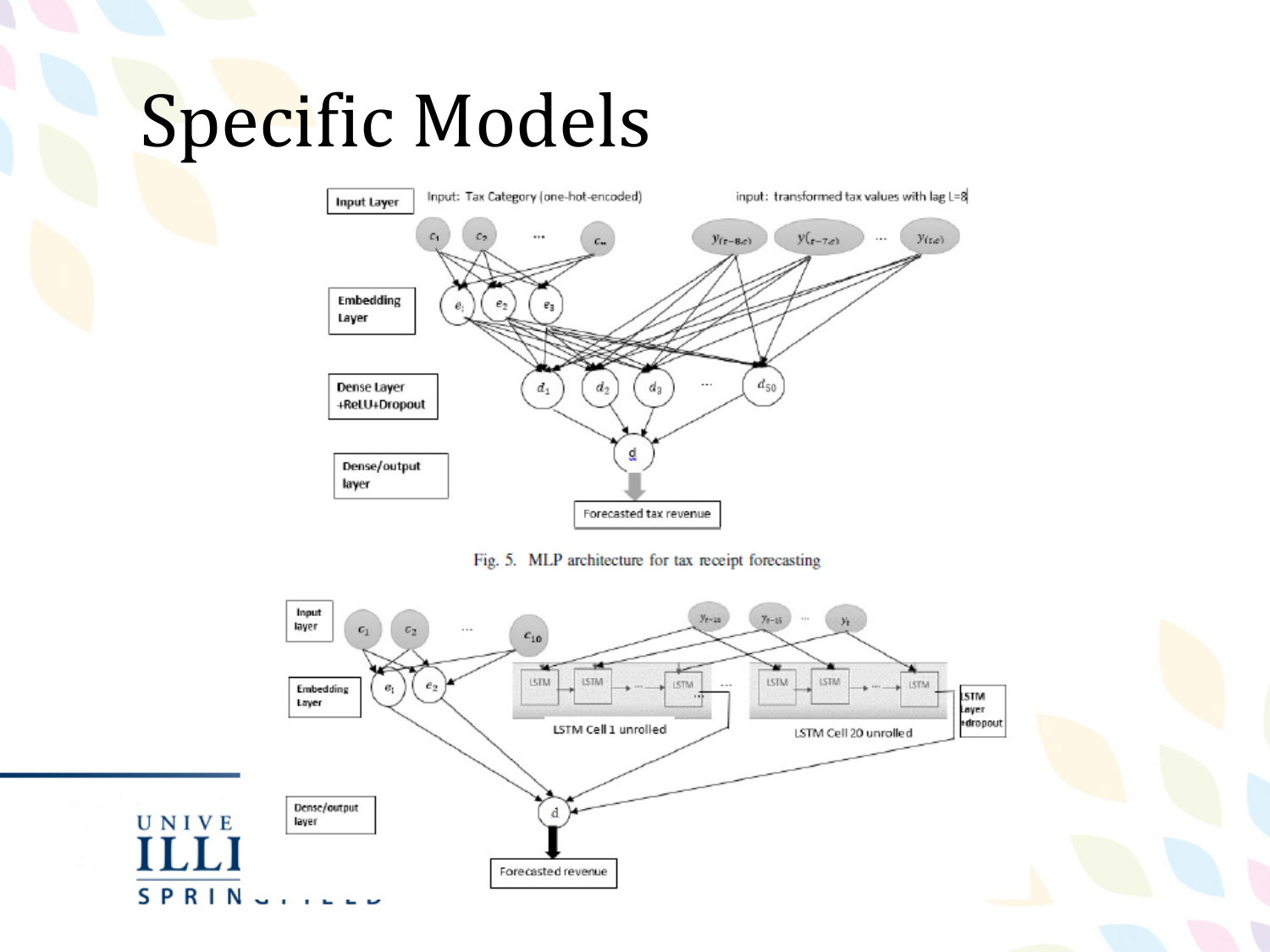# Specific Models

Input Layer

Input: Tax Category (one-hot-encoded)

input: transformed tax values with lag L=8

$c_1$ $c_2$ ... $c_m$

$y_{(t-8,c)}$ $y_{(t-7,c)}$ ... $y_{(t,c)}$

Embedding Layer

$e_1$ $e_2$ $e_3$

Dense Layer +ReLU+Dropout

$d_1$ $d_2$ $d_3$ ... $d_{50}$

Dense/output layer

d

Forecasted tax revenue

Fig. 5. MLP architecture for tax receipt forecasting

Input layer

$c_1$ $c_2$ ... $c_{10}$

$y_{t-16}$ $y_{t-15}$ ... $y_t$

Embedding Layer

$e_1$ $e_2$

LSTM LSTM ... LSTM

LSTM Cell 1 unrolled

LSTM LSTM ... LSTM

LSTM Cell 20 unrolled

LSTM Layer +dropout

Dense/output layer

d

Forecasted revenue